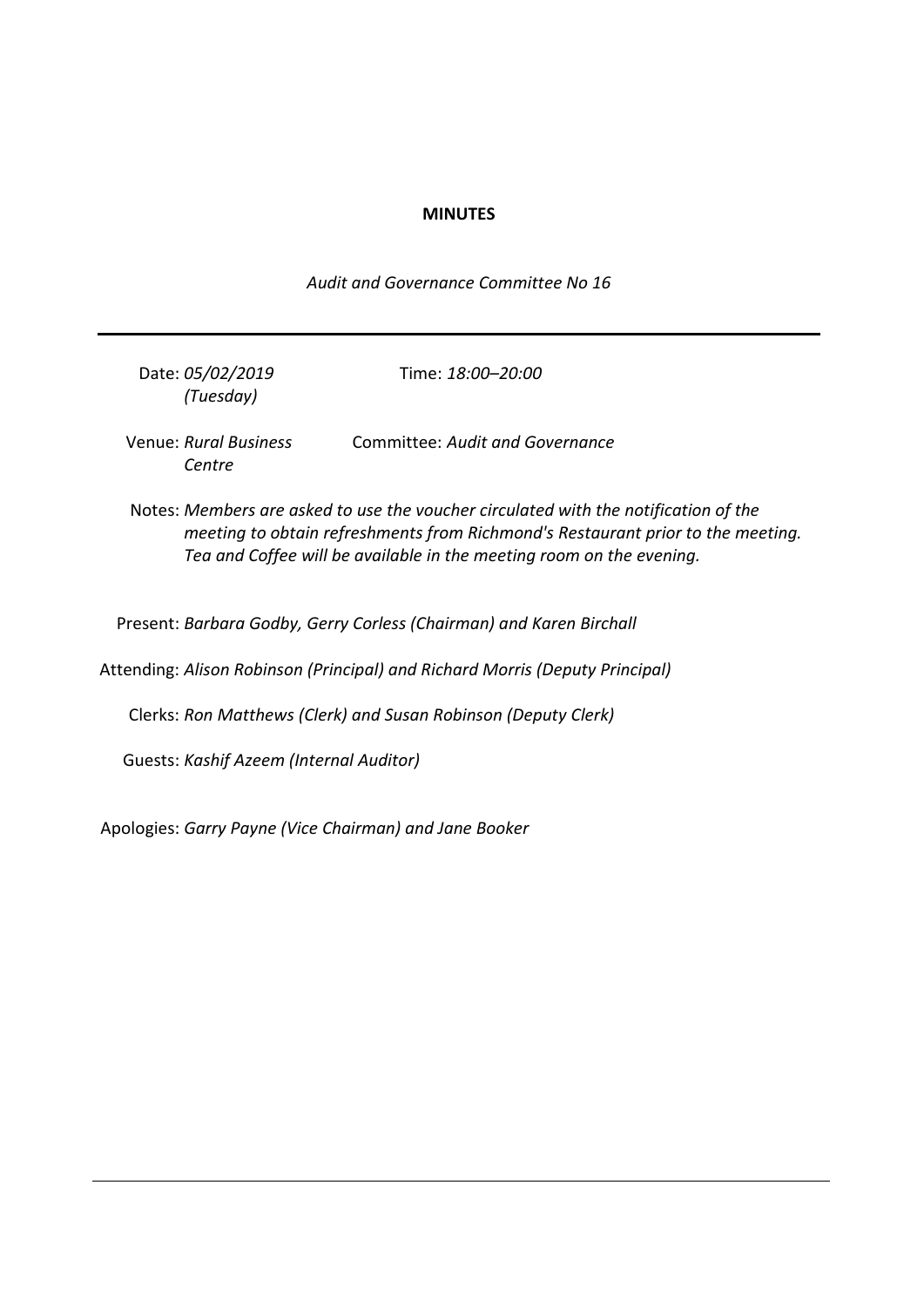**MINUTES**

*Audit and Governance Committee No 16*

---

Date: *05/02/2019 (Tuesday)*

Time: *18:00–20:00*

Venue: *Rural Business Centre*

Committee: *Audit and Governance*

Notes: *Members are asked to use the voucher circulated with the notification of the meeting to obtain refreshments from Richmond's Restaurant prior to the meeting. Tea and Coffee will be available in the meeting room on the evening.*

Present: *Barbara Godby, Gerry Corless (Chairman) and Karen Birchall*

Attending: *Alison Robinson (Principal) and Richard Morris (Deputy Principal)*

Clerks: *Ron Matthews (Clerk) and Susan Robinson (Deputy Clerk)*

Guests: *Kashif Azeem (Internal Auditor)*

Apologies: *Garry Payne (Vice Chairman) and Jane Booker*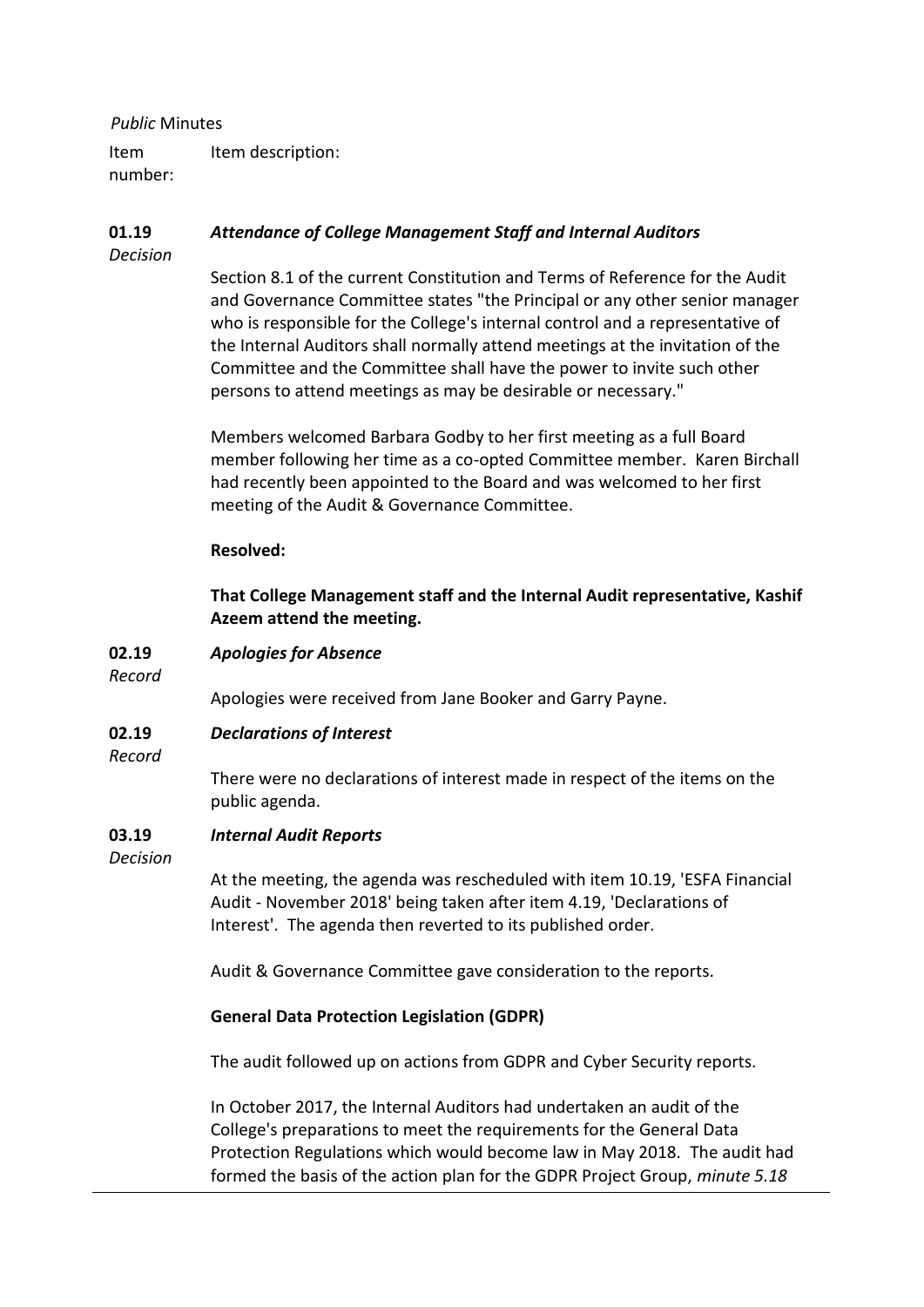*Public* Minutes

| Item number: | Item description: |
|---|---|

**01.19**
*Decision*

### *Attendance of College Management Staff and Internal Auditors*

Section 8.1 of the current Constitution and Terms of Reference for the Audit and Governance Committee states "the Principal or any other senior manager who is responsible for the College's internal control and a representative of the Internal Auditors shall normally attend meetings at the invitation of the Committee and the Committee shall have the power to invite such other persons to attend meetings as may be desirable or necessary."

Members welcomed Barbara Godby to her first meeting as a full Board member following her time as a co-opted Committee member. Karen Birchall had recently been appointed to the Board and was welcomed to her first meeting of the Audit & Governance Committee.

**Resolved:**

**That College Management staff and the Internal Audit representative, Kashif Azeem attend the meeting.**

**02.19**
*Record*

### *Apologies for Absence*

Apologies were received from Jane Booker and Garry Payne.

**02.19**
*Record*

### *Declarations of Interest*

There were no declarations of interest made in respect of the items on the public agenda.

**03.19**
*Decision*

### *Internal Audit Reports*

At the meeting, the agenda was rescheduled with item 10.19, 'ESFA Financial Audit - November 2018' being taken after item 4.19, 'Declarations of Interest'. The agenda then reverted to its published order.

Audit & Governance Committee gave consideration to the reports.

**General Data Protection Legislation (GDPR)**

The audit followed up on actions from GDPR and Cyber Security reports.

In October 2017, the Internal Auditors had undertaken an audit of the College's preparations to meet the requirements for the General Data Protection Regulations which would become law in May 2018. The audit had formed the basis of the action plan for the GDPR Project Group, *minute 5.18*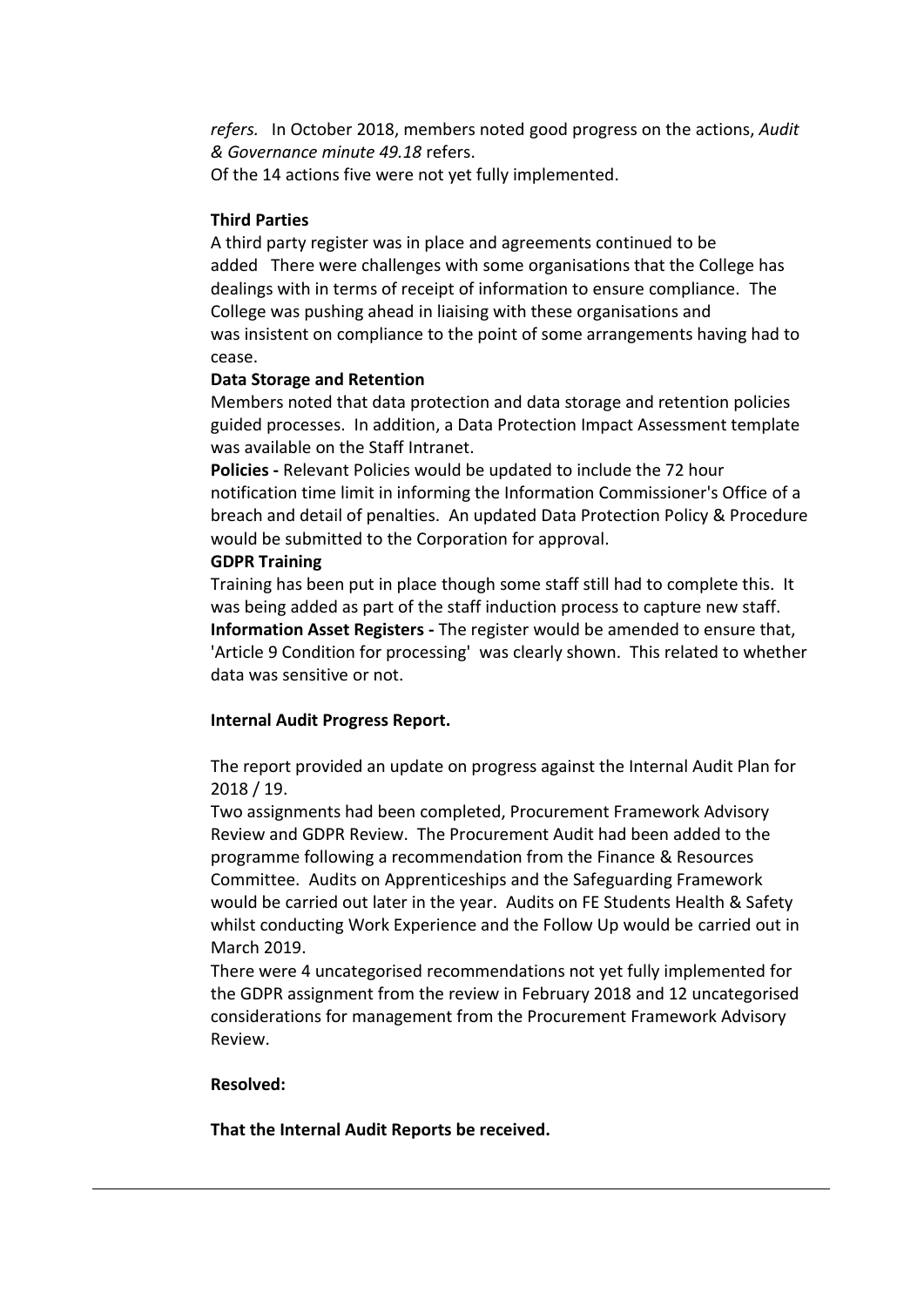*refers.* In October 2018, members noted good progress on the actions, *Audit & Governance minute 49.18* refers.

Of the 14 actions five were not yet fully implemented.

**Third Parties**

A third party register was in place and agreements continued to be added There were challenges with some organisations that the College has dealings with in terms of receipt of information to ensure compliance. The College was pushing ahead in liaising with these organisations and was insistent on compliance to the point of some arrangements having had to cease.

**Data Storage and Retention**

Members noted that data protection and data storage and retention policies guided processes. In addition, a Data Protection Impact Assessment template was available on the Staff Intranet.

**Policies -** Relevant Policies would be updated to include the 72 hour notification time limit in informing the Information Commissioner's Office of a breach and detail of penalties. An updated Data Protection Policy & Procedure would be submitted to the Corporation for approval.

**GDPR Training**

Training has been put in place though some staff still had to complete this. It was being added as part of the staff induction process to capture new staff.

**Information Asset Registers -** The register would be amended to ensure that, 'Article 9 Condition for processing' was clearly shown. This related to whether data was sensitive or not.

**Internal Audit Progress Report.**

The report provided an update on progress against the Internal Audit Plan for 2018 / 19.

Two assignments had been completed, Procurement Framework Advisory Review and GDPR Review. The Procurement Audit had been added to the programme following a recommendation from the Finance & Resources Committee. Audits on Apprenticeships and the Safeguarding Framework would be carried out later in the year. Audits on FE Students Health & Safety whilst conducting Work Experience and the Follow Up would be carried out in March 2019.

There were 4 uncategorised recommendations not yet fully implemented for the GDPR assignment from the review in February 2018 and 12 uncategorised considerations for management from the Procurement Framework Advisory Review.

**Resolved:**

**That the Internal Audit Reports be received.**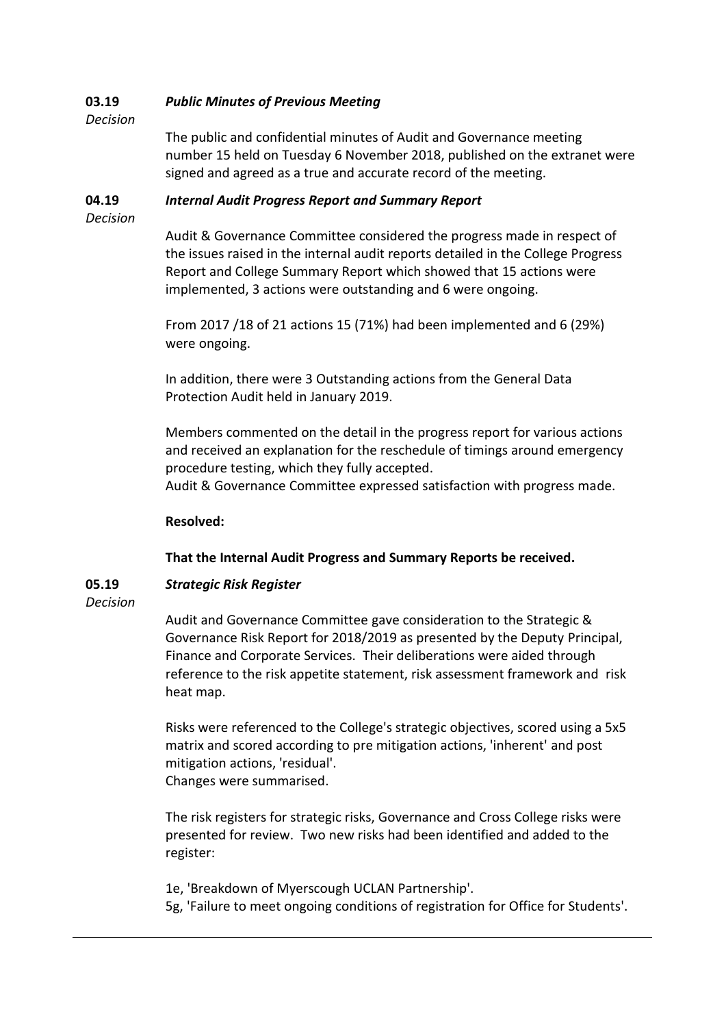**03.19** ***Public Minutes of Previous Meeting***
*Decision*

The public and confidential minutes of Audit and Governance meeting number 15 held on Tuesday 6 November 2018, published on the extranet were signed and agreed as a true and accurate record of the meeting.

**04.19** ***Internal Audit Progress Report and Summary Report***
*Decision*

Audit & Governance Committee considered the progress made in respect of the issues raised in the internal audit reports detailed in the College Progress Report and College Summary Report which showed that 15 actions were implemented, 3 actions were outstanding and 6 were ongoing.

From 2017 /18 of 21 actions 15 (71%) had been implemented and 6 (29%) were ongoing.

In addition, there were 3 Outstanding actions from the General Data Protection Audit held in January 2019.

Members commented on the detail in the progress report for various actions and received an explanation for the reschedule of timings around emergency procedure testing, which they fully accepted.
Audit & Governance Committee expressed satisfaction with progress made.

**Resolved:**

**That the Internal Audit Progress and Summary Reports be received.**

**05.19** ***Strategic Risk Register***
*Decision*

Audit and Governance Committee gave consideration to the Strategic & Governance Risk Report for 2018/2019 as presented by the Deputy Principal, Finance and Corporate Services. Their deliberations were aided through reference to the risk appetite statement, risk assessment framework and risk heat map.

Risks were referenced to the College's strategic objectives, scored using a 5x5 matrix and scored according to pre mitigation actions, 'inherent' and post mitigation actions, 'residual'.
Changes were summarised.

The risk registers for strategic risks, Governance and Cross College risks were presented for review. Two new risks had been identified and added to the register:

1e, 'Breakdown of Myerscough UCLAN Partnership'.
5g, 'Failure to meet ongoing conditions of registration for Office for Students'.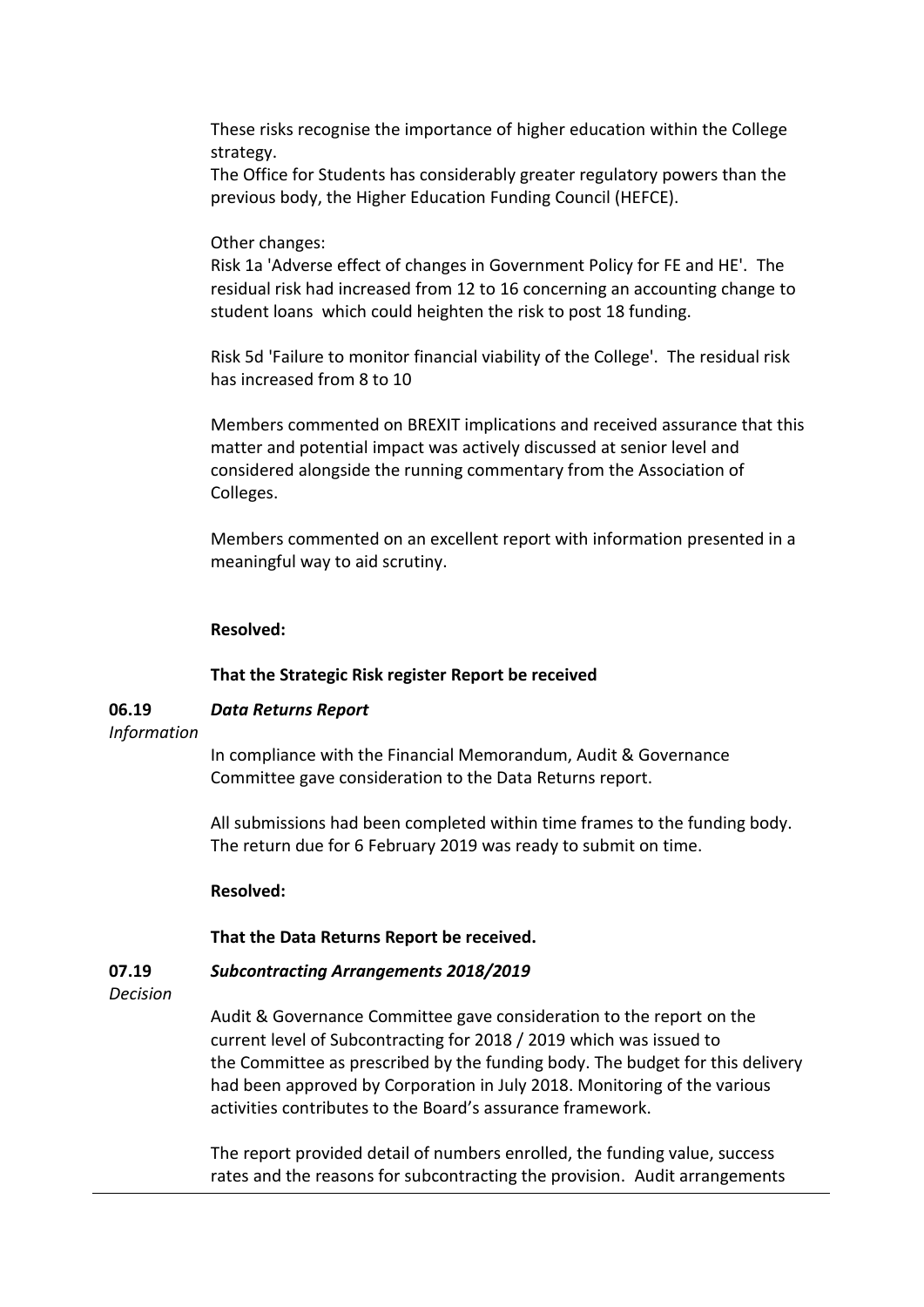These risks recognise the importance of higher education within the College strategy.
The Office for Students has considerably greater regulatory powers than the previous body, the Higher Education Funding Council (HEFCE).

Other changes:
Risk 1a 'Adverse effect of changes in Government Policy for FE and HE'. The residual risk had increased from 12 to 16 concerning an accounting change to student loans which could heighten the risk to post 18 funding.

Risk 5d 'Failure to monitor financial viability of the College'. The residual risk has increased from 8 to 10

Members commented on BREXIT implications and received assurance that this matter and potential impact was actively discussed at senior level and considered alongside the running commentary from the Association of Colleges.

Members commented on an excellent report with information presented in a meaningful way to aid scrutiny.

**Resolved:**

**That the Strategic Risk register Report be received**

**06.19** ***Data Returns Report***
*Information*

In compliance with the Financial Memorandum, Audit & Governance Committee gave consideration to the Data Returns report.

All submissions had been completed within time frames to the funding body. The return due for 6 February 2019 was ready to submit on time.

**Resolved:**

**That the Data Returns Report be received.**

**07.19** ***Subcontracting Arrangements 2018/2019***
*Decision*

Audit & Governance Committee gave consideration to the report on the current level of Subcontracting for 2018 / 2019 which was issued to the Committee as prescribed by the funding body. The budget for this delivery had been approved by Corporation in July 2018. Monitoring of the various activities contributes to the Board's assurance framework.

The report provided detail of numbers enrolled, the funding value, success rates and the reasons for subcontracting the provision. Audit arrangements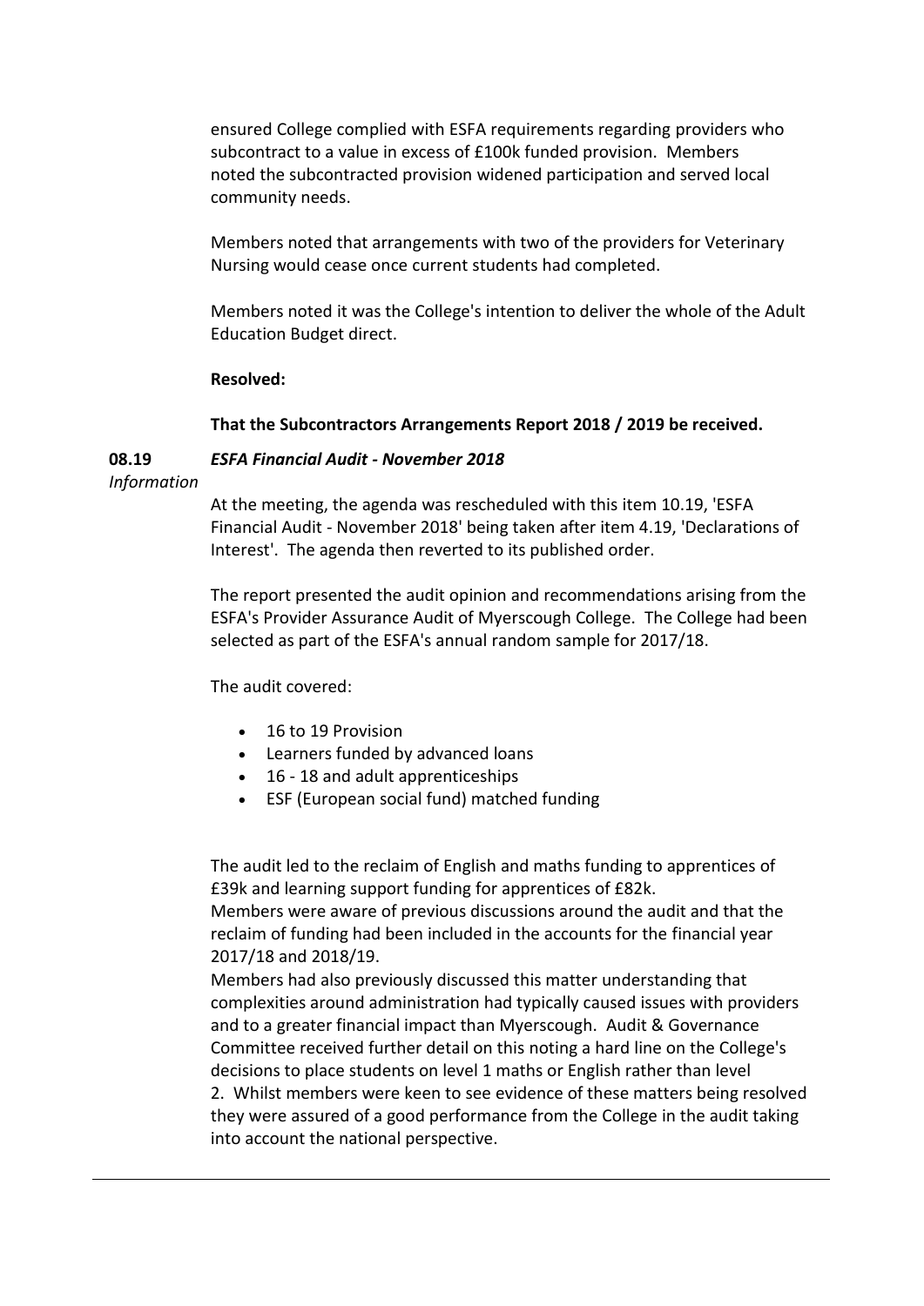ensured College complied with ESFA requirements regarding providers who subcontract to a value in excess of £100k funded provision. Members noted the subcontracted provision widened participation and served local community needs.

Members noted that arrangements with two of the providers for Veterinary Nursing would cease once current students had completed.

Members noted it was the College's intention to deliver the whole of the Adult Education Budget direct.

**Resolved:**

**That the Subcontractors Arrangements Report 2018 / 2019 be received.**

**08.19** ***ESFA Financial Audit - November 2018***

*Information*

At the meeting, the agenda was rescheduled with this item 10.19, 'ESFA Financial Audit - November 2018' being taken after item 4.19, 'Declarations of Interest'. The agenda then reverted to its published order.

The report presented the audit opinion and recommendations arising from the ESFA's Provider Assurance Audit of Myerscough College. The College had been selected as part of the ESFA's annual random sample for 2017/18.

The audit covered:

- 16 to 19 Provision
- Learners funded by advanced loans
- 16 - 18 and adult apprenticeships
- ESF (European social fund) matched funding

The audit led to the reclaim of English and maths funding to apprentices of £39k and learning support funding for apprentices of £82k.
Members were aware of previous discussions around the audit and that the reclaim of funding had been included in the accounts for the financial year 2017/18 and 2018/19.
Members had also previously discussed this matter understanding that complexities around administration had typically caused issues with providers and to a greater financial impact than Myerscough. Audit & Governance Committee received further detail on this noting a hard line on the College's decisions to place students on level 1 maths or English rather than level 2. Whilst members were keen to see evidence of these matters being resolved they were assured of a good performance from the College in the audit taking into account the national perspective.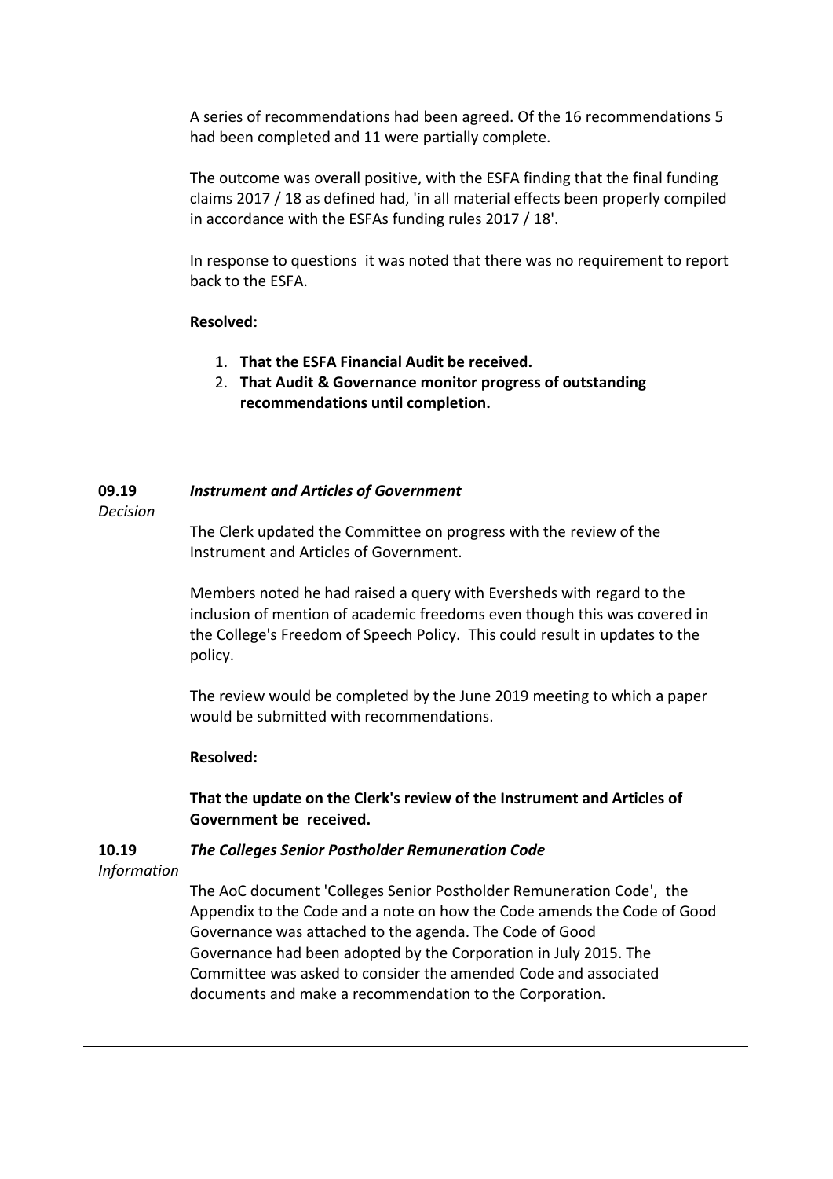A series of recommendations had been agreed. Of the 16 recommendations 5 had been completed and 11 were partially complete.

The outcome was overall positive, with the ESFA finding that the final funding claims 2017 / 18 as defined had, 'in all material effects been properly compiled in accordance with the ESFAs funding rules 2017 / 18'.

In response to questions it was noted that there was no requirement to report back to the ESFA.

**Resolved:**

1. **That the ESFA Financial Audit be received.**
2. **That Audit & Governance monitor progress of outstanding recommendations until completion.**

**09.19** ***Instrument and Articles of Government***

*Decision*

The Clerk updated the Committee on progress with the review of the Instrument and Articles of Government.

Members noted he had raised a query with Eversheds with regard to the inclusion of mention of academic freedoms even though this was covered in the College's Freedom of Speech Policy. This could result in updates to the policy.

The review would be completed by the June 2019 meeting to which a paper would be submitted with recommendations.

**Resolved:**

**That the update on the Clerk's review of the Instrument and Articles of Government be received.**

**10.19** ***The Colleges Senior Postholder Remuneration Code***

*Information*

The AoC document 'Colleges Senior Postholder Remuneration Code', the Appendix to the Code and a note on how the Code amends the Code of Good Governance was attached to the agenda. The Code of Good Governance had been adopted by the Corporation in July 2015. The Committee was asked to consider the amended Code and associated documents and make a recommendation to the Corporation.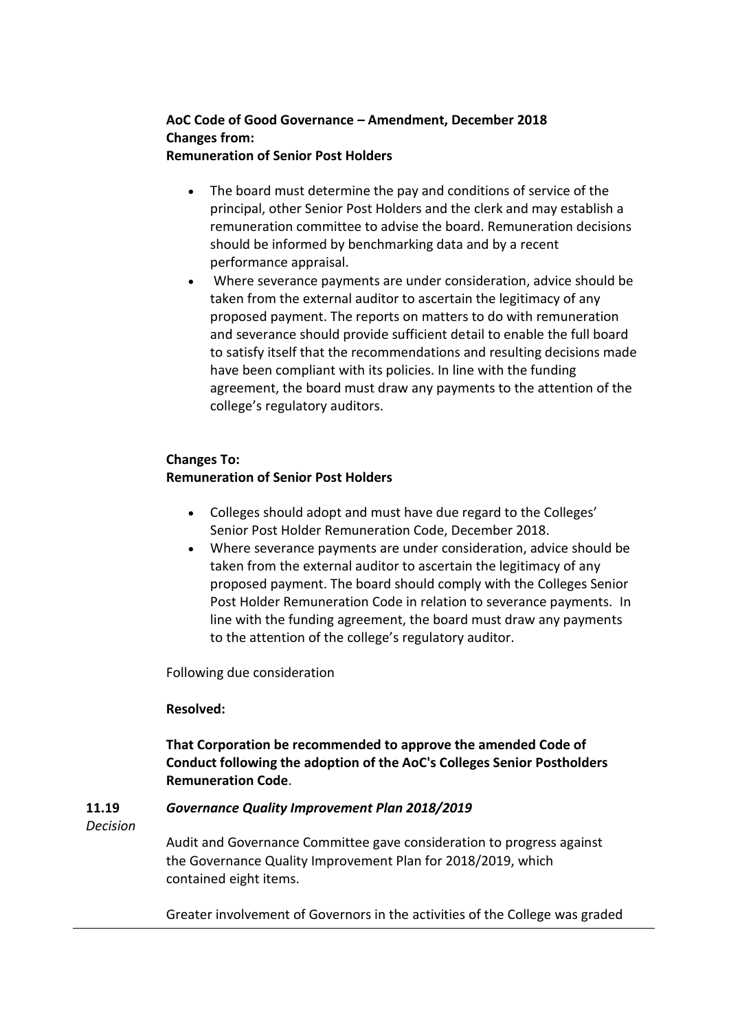**AoC Code of Good Governance – Amendment, December 2018**
**Changes from:**
**Remuneration of Senior Post Holders**

- The board must determine the pay and conditions of service of the principal, other Senior Post Holders and the clerk and may establish a remuneration committee to advise the board. Remuneration decisions should be informed by benchmarking data and by a recent performance appraisal.
- Where severance payments are under consideration, advice should be taken from the external auditor to ascertain the legitimacy of any proposed payment. The reports on matters to do with remuneration and severance should provide sufficient detail to enable the full board to satisfy itself that the recommendations and resulting decisions made have been compliant with its policies. In line with the funding agreement, the board must draw any payments to the attention of the college's regulatory auditors.

**Changes To:**
**Remuneration of Senior Post Holders**

- Colleges should adopt and must have due regard to the Colleges' Senior Post Holder Remuneration Code, December 2018.
- Where severance payments are under consideration, advice should be taken from the external auditor to ascertain the legitimacy of any proposed payment. The board should comply with the Colleges Senior Post Holder Remuneration Code in relation to severance payments. In line with the funding agreement, the board must draw any payments to the attention of the college's regulatory auditor.

Following due consideration

**Resolved:**

**That Corporation be recommended to approve the amended Code of Conduct following the adoption of the AoC's Colleges Senior Postholders Remuneration Code**.

**11.19** *Decision*

***Governance Quality Improvement Plan 2018/2019***

Audit and Governance Committee gave consideration to progress against the Governance Quality Improvement Plan for 2018/2019, which contained eight items.

Greater involvement of Governors in the activities of the College was graded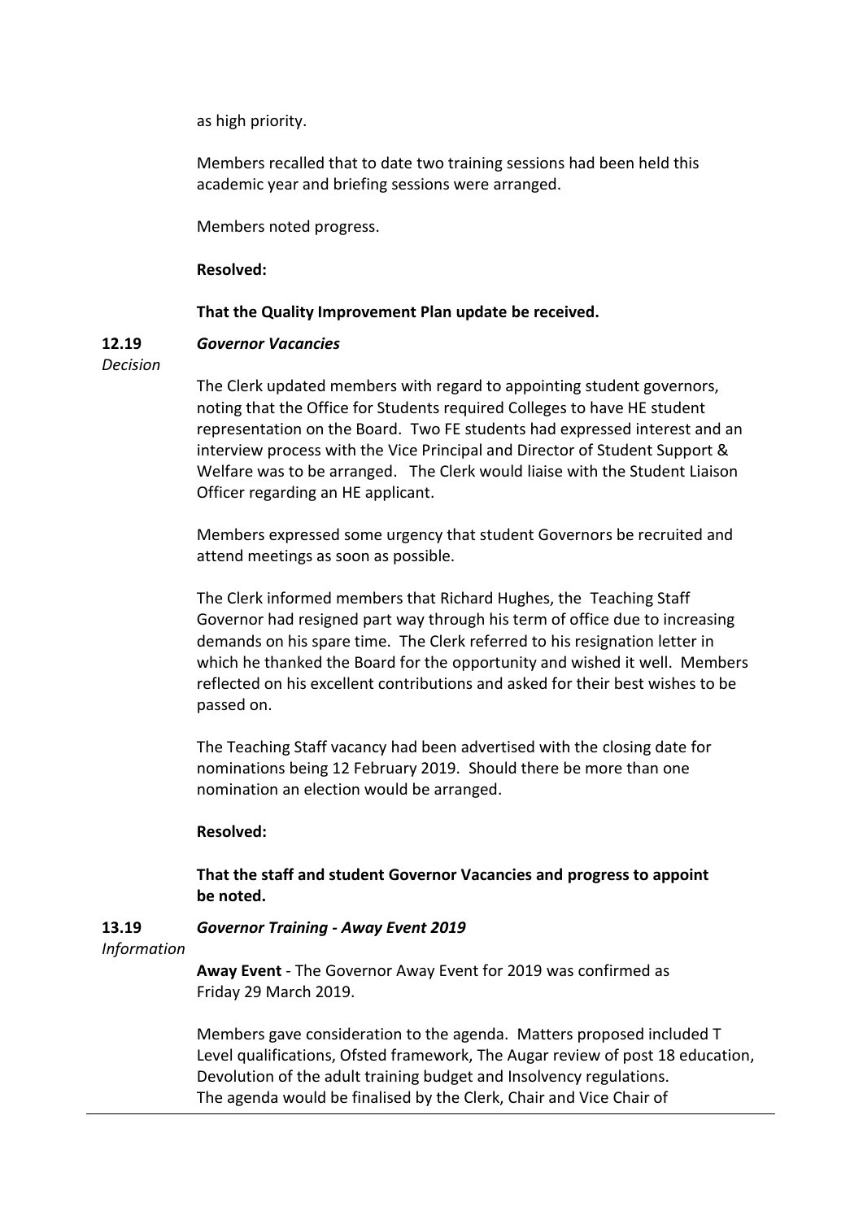as high priority.

Members recalled that to date two training sessions had been held this academic year and briefing sessions were arranged.

Members noted progress.

**Resolved:**

**That the Quality Improvement Plan update be received.**

**12.19** ***Governor Vacancies***

*Decision*

The Clerk updated members with regard to appointing student governors, noting that the Office for Students required Colleges to have HE student representation on the Board. Two FE students had expressed interest and an interview process with the Vice Principal and Director of Student Support & Welfare was to be arranged. The Clerk would liaise with the Student Liaison Officer regarding an HE applicant.

Members expressed some urgency that student Governors be recruited and attend meetings as soon as possible.

The Clerk informed members that Richard Hughes, the Teaching Staff Governor had resigned part way through his term of office due to increasing demands on his spare time. The Clerk referred to his resignation letter in which he thanked the Board for the opportunity and wished it well. Members reflected on his excellent contributions and asked for their best wishes to be passed on.

The Teaching Staff vacancy had been advertised with the closing date for nominations being 12 February 2019. Should there be more than one nomination an election would be arranged.

**Resolved:**

**That the staff and student Governor Vacancies and progress to appoint be noted.**

**13.19** ***Governor Training - Away Event 2019***

*Information*

**Away Event** - The Governor Away Event for 2019 was confirmed as Friday 29 March 2019.

Members gave consideration to the agenda. Matters proposed included T Level qualifications, Ofsted framework, The Augar review of post 18 education, Devolution of the adult training budget and Insolvency regulations. The agenda would be finalised by the Clerk, Chair and Vice Chair of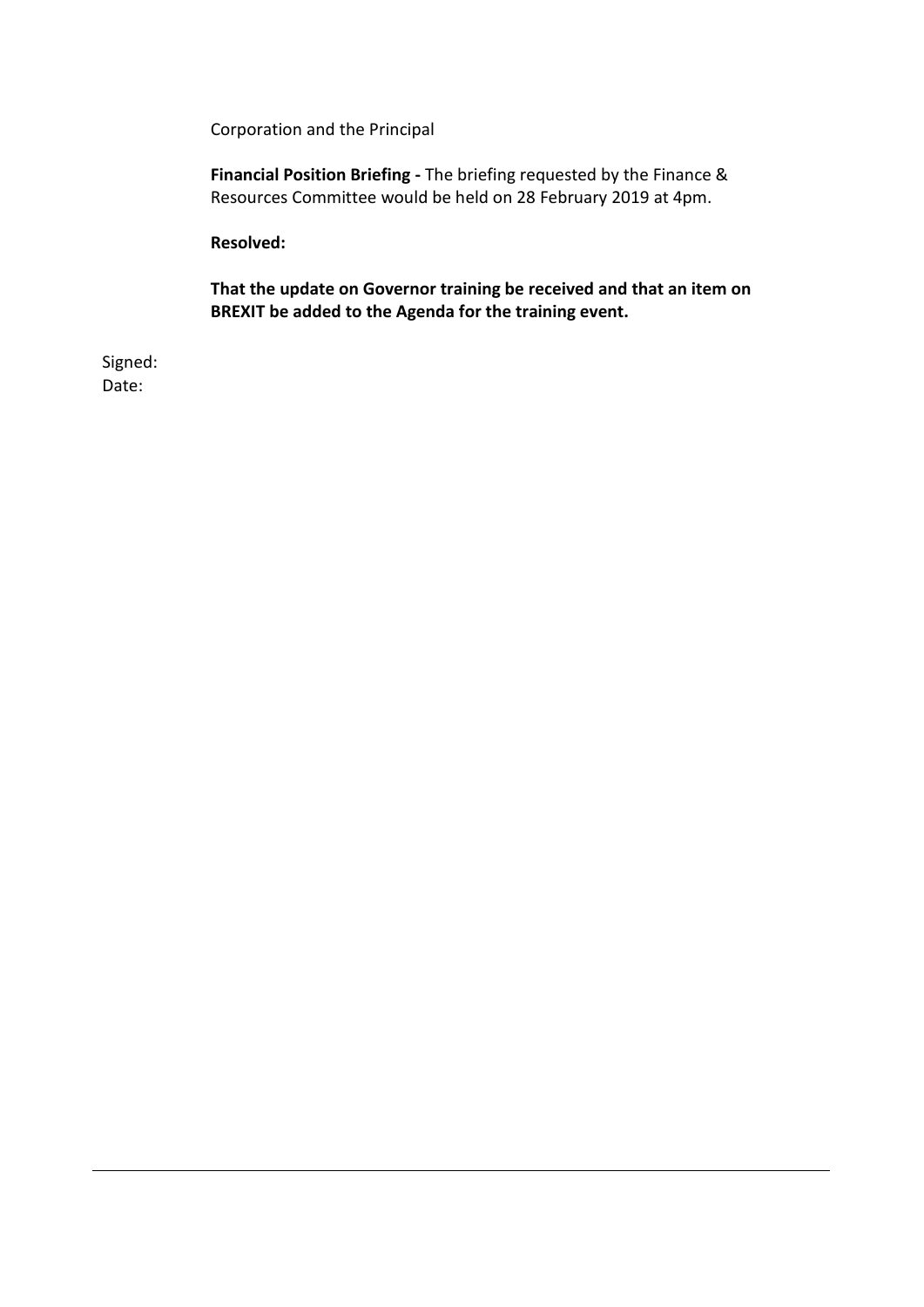Corporation and the Principal

**Financial Position Briefing -** The briefing requested by the Finance & Resources Committee would be held on 28 February 2019 at 4pm.

**Resolved:**

**That the update on Governor training be received and that an item on BREXIT be added to the Agenda for the training event.**

Signed:
Date: